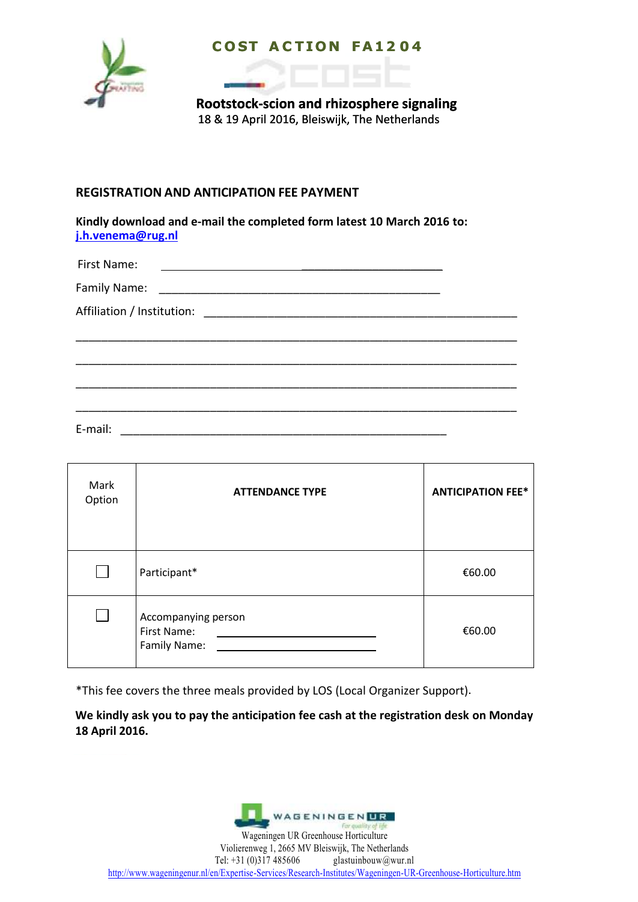# COST ACTION FA1204

**Rootstock-scion and rhizosphere signaling**

18 & 19 April 2016, Bleiswijk, The Netherlands

## REGISTRATION AND ANTICIPATION FEE PAYMENT

**Kindly download and e-mail the completed form latest 10 March 2016 to: [j.h.venema@rug.nl](mailto:j.h.venema@rug.nl)**

First Name: ______________________________________________

Family Name: ______________________________________________

Affiliation / Institution: ______________________________________________

______________________________________________________________________

______________________________________________________________________

______________________________________________________________________

______________________________________________________________________

E-mail: ______________________________________________

| Mark Option | ATTENDANCE TYPE | ANTICIPATION FEE* |
|---|---|---|
| ☐ | Participant* | €60.00 |
| ☐ | Accompanying person<br>First Name: ____________________<br>Family Name: ____________________ | €60.00 |

*This fee covers the three meals provided by LOS (Local Organizer Support).

**We kindly ask you to pay the anticipation fee cash at the registration desk on Monday 18 April 2016.**

WAGENINGEN UR
For quality of life

Wageningen UR Greenhouse Horticulture
Violierenweg 1, 2665 MV Bleiswijk, The Netherlands
Tel: +31 (0)317 485606 glastuinbouw@wur.nl
http://www.wageningenur.nl/en/Expertise-Services/Research-Institutes/Wageningen-UR-Greenhouse-Horticulture.htm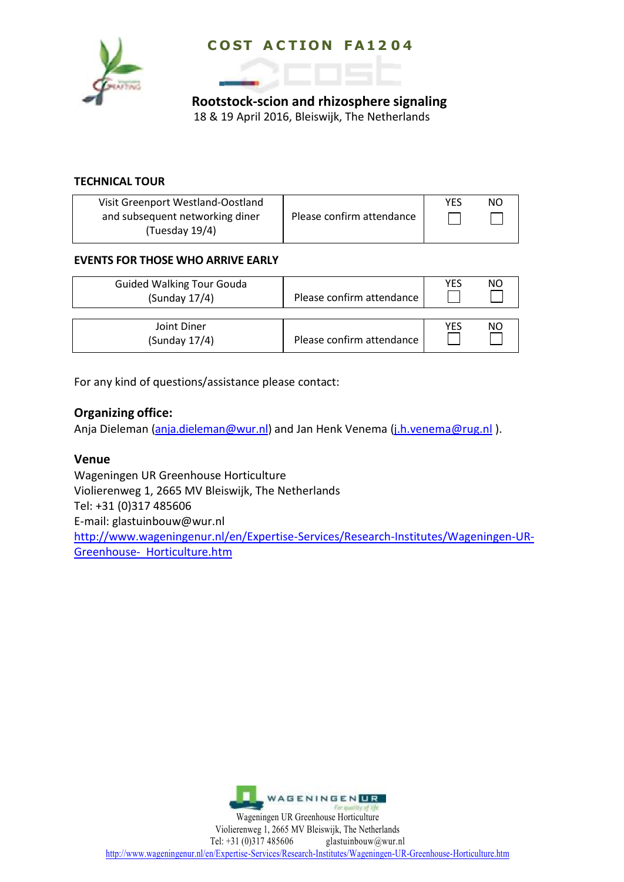COST ACTION FA1204

**Rootstock-scion and rhizosphere signaling**
18 & 19 April 2016, Bleiswijk, The Netherlands

## TECHNICAL TOUR

| | | | |
|---|---|---|---|
| Visit Greenport Westland-Oostland and subsequent networking diner (Tuesday 19/4) | Please confirm attendance | YES ☐ | NO ☐ |

## EVENTS FOR THOSE WHO ARRIVE EARLY

| | | | |
|---|---|---|---|
| Guided Walking Tour Gouda (Sunday 17/4) | Please confirm attendance | YES ☐ | NO ☐ |

| | | | |
|---|---|---|---|
| Joint Diner (Sunday 17/4) | Please confirm attendance | YES ☐ | NO ☐ |

For any kind of questions/assistance please contact:

**Organizing office:**
Anja Dieleman (anja.dieleman@wur.nl) and Jan Henk Venema (j.h.venema@rug.nl ).

**Venue**
Wageningen UR Greenhouse Horticulture
Violierenweg 1, 2665 MV Bleiswijk, The Netherlands
Tel: +31 (0)317 485606
E-mail: glastuinbouw@wur.nl
http://www.wageningenur.nl/en/Expertise-Services/Research-Institutes/Wageningen-UR-Greenhouse- Horticulture.htm